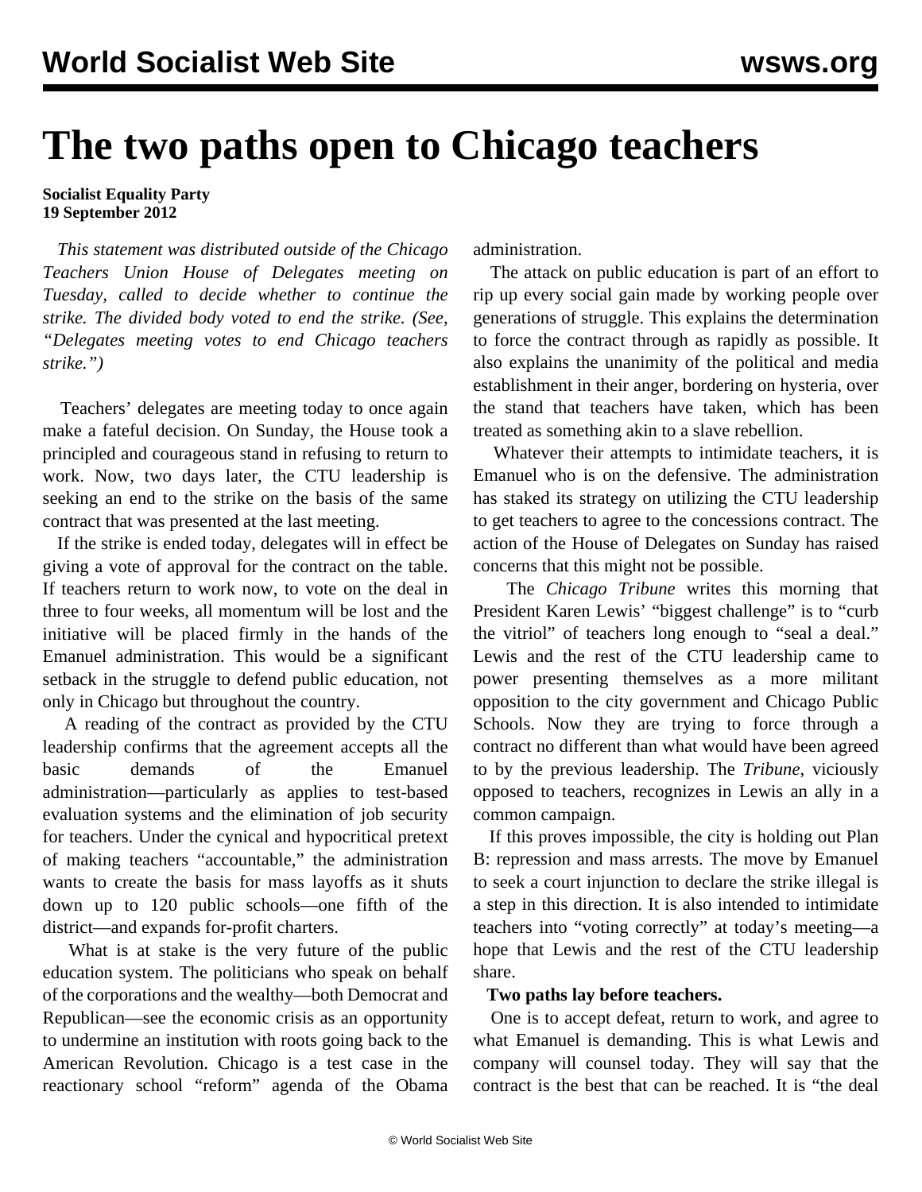# The two paths open to Chicago teachers

**Socialist Equality Party**
**19 September 2012**

*This statement was distributed outside of the Chicago Teachers Union House of Delegates meeting on Tuesday, called to decide whether to continue the strike. The divided body voted to end the strike. (See, "Delegates meeting votes to end Chicago teachers strike.")*

Teachers' delegates are meeting today to once again make a fateful decision. On Sunday, the House took a principled and courageous stand in refusing to return to work. Now, two days later, the CTU leadership is seeking an end to the strike on the basis of the same contract that was presented at the last meeting.

If the strike is ended today, delegates will in effect be giving a vote of approval for the contract on the table. If teachers return to work now, to vote on the deal in three to four weeks, all momentum will be lost and the initiative will be placed firmly in the hands of the Emanuel administration. This would be a significant setback in the struggle to defend public education, not only in Chicago but throughout the country.

A reading of the contract as provided by the CTU leadership confirms that the agreement accepts all the basic demands of the Emanuel administration—particularly as applies to test-based evaluation systems and the elimination of job security for teachers. Under the cynical and hypocritical pretext of making teachers "accountable," the administration wants to create the basis for mass layoffs as it shuts down up to 120 public schools—one fifth of the district—and expands for-profit charters.

What is at stake is the very future of the public education system. The politicians who speak on behalf of the corporations and the wealthy—both Democrat and Republican—see the economic crisis as an opportunity to undermine an institution with roots going back to the American Revolution. Chicago is a test case in the reactionary school "reform" agenda of the Obama administration.

The attack on public education is part of an effort to rip up every social gain made by working people over generations of struggle. This explains the determination to force the contract through as rapidly as possible. It also explains the unanimity of the political and media establishment in their anger, bordering on hysteria, over the stand that teachers have taken, which has been treated as something akin to a slave rebellion.

Whatever their attempts to intimidate teachers, it is Emanuel who is on the defensive. The administration has staked its strategy on utilizing the CTU leadership to get teachers to agree to the concessions contract. The action of the House of Delegates on Sunday has raised concerns that this might not be possible.

The *Chicago Tribune* writes this morning that President Karen Lewis' "biggest challenge" is to "curb the vitriol" of teachers long enough to "seal a deal." Lewis and the rest of the CTU leadership came to power presenting themselves as a more militant opposition to the city government and Chicago Public Schools. Now they are trying to force through a contract no different than what would have been agreed to by the previous leadership. The *Tribune*, viciously opposed to teachers, recognizes in Lewis an ally in a common campaign.

If this proves impossible, the city is holding out Plan B: repression and mass arrests. The move by Emanuel to seek a court injunction to declare the strike illegal is a step in this direction. It is also intended to intimidate teachers into "voting correctly" at today's meeting—a hope that Lewis and the rest of the CTU leadership share.

**Two paths lay before teachers.**

One is to accept defeat, return to work, and agree to what Emanuel is demanding. This is what Lewis and company will counsel today. They will say that the contract is the best that can be reached. It is "the deal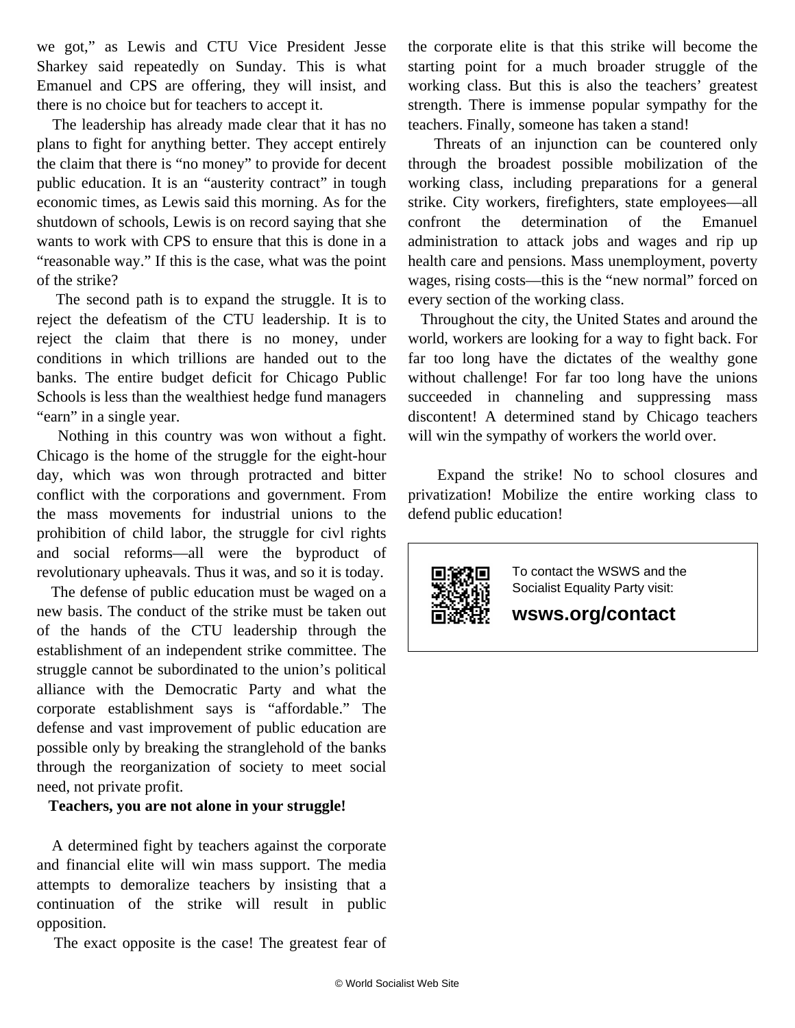we got," as Lewis and CTU Vice President Jesse Sharkey said repeatedly on Sunday. This is what Emanuel and CPS are offering, they will insist, and there is no choice but for teachers to accept it.

The leadership has already made clear that it has no plans to fight for anything better. They accept entirely the claim that there is "no money" to provide for decent public education. It is an "austerity contract" in tough economic times, as Lewis said this morning. As for the shutdown of schools, Lewis is on record saying that she wants to work with CPS to ensure that this is done in a "reasonable way." If this is the case, what was the point of the strike?

The second path is to expand the struggle. It is to reject the defeatism of the CTU leadership. It is to reject the claim that there is no money, under conditions in which trillions are handed out to the banks. The entire budget deficit for Chicago Public Schools is less than the wealthiest hedge fund managers "earn" in a single year.

Nothing in this country was won without a fight. Chicago is the home of the struggle for the eight-hour day, which was won through protracted and bitter conflict with the corporations and government. From the mass movements for industrial unions to the prohibition of child labor, the struggle for civl rights and social reforms—all were the byproduct of revolutionary upheavals. Thus it was, and so it is today.

The defense of public education must be waged on a new basis. The conduct of the strike must be taken out of the hands of the CTU leadership through the establishment of an independent strike committee. The struggle cannot be subordinated to the union's political alliance with the Democratic Party and what the corporate establishment says is "affordable." The defense and vast improvement of public education are possible only by breaking the stranglehold of the banks through the reorganization of society to meet social need, not private profit.

**Teachers, you are not alone in your struggle!**

A determined fight by teachers against the corporate and financial elite will win mass support. The media attempts to demoralize teachers by insisting that a continuation of the strike will result in public opposition.

The exact opposite is the case! The greatest fear of the corporate elite is that this strike will become the starting point for a much broader struggle of the working class. But this is also the teachers' greatest strength. There is immense popular sympathy for the teachers. Finally, someone has taken a stand!

Threats of an injunction can be countered only through the broadest possible mobilization of the working class, including preparations for a general strike. City workers, firefighters, state employees—all confront the determination of the Emanuel administration to attack jobs and wages and rip up health care and pensions. Mass unemployment, poverty wages, rising costs—this is the "new normal" forced on every section of the working class.

Throughout the city, the United States and around the world, workers are looking for a way to fight back. For far too long have the dictates of the wealthy gone without challenge! For far too long have the unions succeeded in channeling and suppressing mass discontent! A determined stand by Chicago teachers will win the sympathy of workers the world over.

Expand the strike! No to school closures and privatization! Mobilize the entire working class to defend public education!

To contact the WSWS and the Socialist Equality Party visit:

**wsws.org/contact**